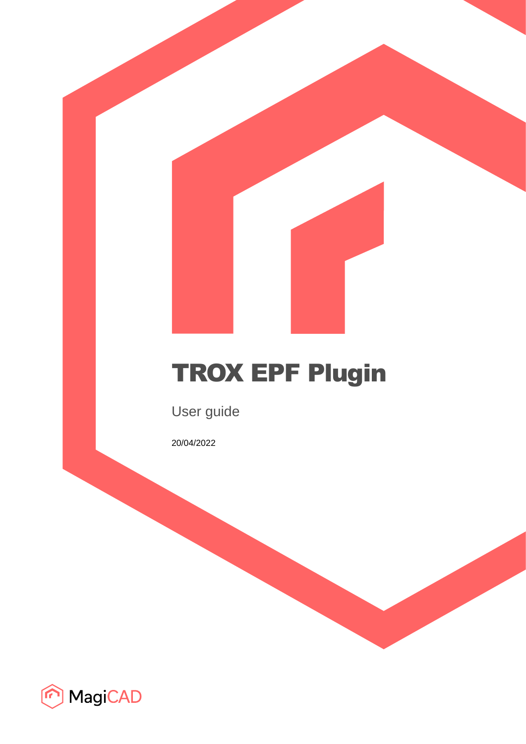# TROX EPF Plugin

User guide

20/04/2022

MagiCAD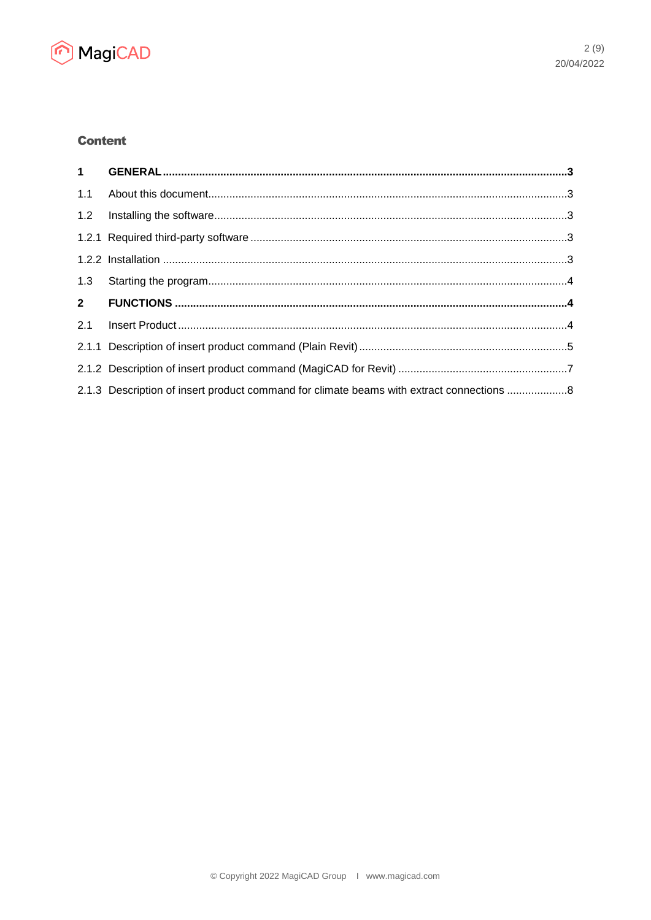## Content

| | | |
|---|---|---|
| **1** | **GENERAL** | **3** |
| 1.1 | About this document | 3 |
| 1.2 | Installing the software | 3 |
| 1.2.1 | Required third-party software | 3 |
| 1.2.2 | Installation | 3 |
| 1.3 | Starting the program | 4 |
| **2** | **FUNCTIONS** | **4** |
| 2.1 | Insert Product | 4 |
| 2.1.1 | Description of insert product command (Plain Revit) | 5 |
| 2.1.2 | Description of insert product command (MagiCAD for Revit) | 7 |
| 2.1.3 | Description of insert product command for climate beams with extract connections | 8 |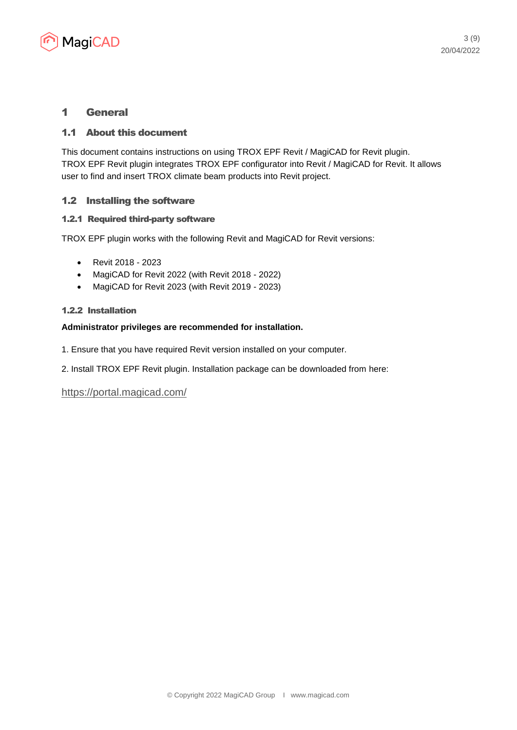# 1 General

## 1.1 About this document

This document contains instructions on using TROX EPF Revit / MagiCAD for Revit plugin. TROX EPF Revit plugin integrates TROX EPF configurator into Revit / MagiCAD for Revit. It allows user to find and insert TROX climate beam products into Revit project.

## 1.2 Installing the software

### 1.2.1 Required third-party software

TROX EPF plugin works with the following Revit and MagiCAD for Revit versions:

- Revit 2018 - 2023
- MagiCAD for Revit 2022 (with Revit 2018 - 2022)
- MagiCAD for Revit 2023 (with Revit 2019 - 2023)

### 1.2.2 Installation

**Administrator privileges are recommended for installation.**

1. Ensure that you have required Revit version installed on your computer.

2. Install TROX EPF Revit plugin. Installation package can be downloaded from here:

https://portal.magicad.com/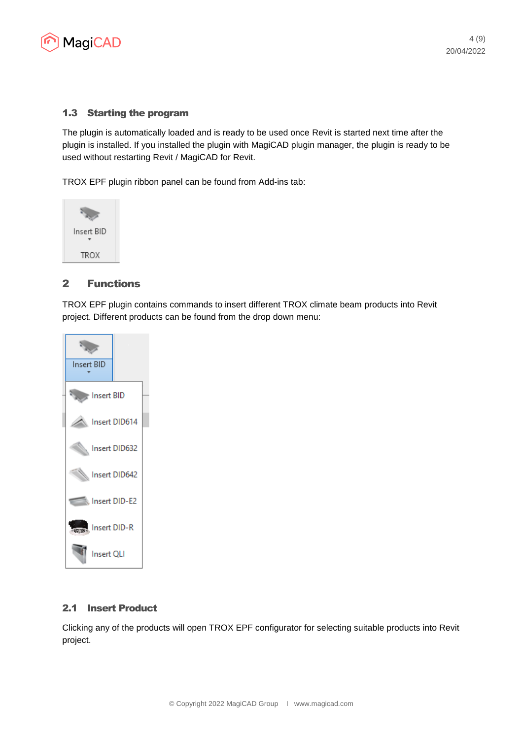## 1.3 Starting the program

The plugin is automatically loaded and is ready to be used once Revit is started next time after the plugin is installed. If you installed the plugin with MagiCAD plugin manager, the plugin is ready to be used without restarting Revit / MagiCAD for Revit.

TROX EPF plugin ribbon panel can be found from Add-ins tab:

# 2 Functions

TROX EPF plugin contains commands to insert different TROX climate beam products into Revit project. Different products can be found from the drop down menu:

## 2.1 Insert Product

Clicking any of the products will open TROX EPF configurator for selecting suitable products into Revit project.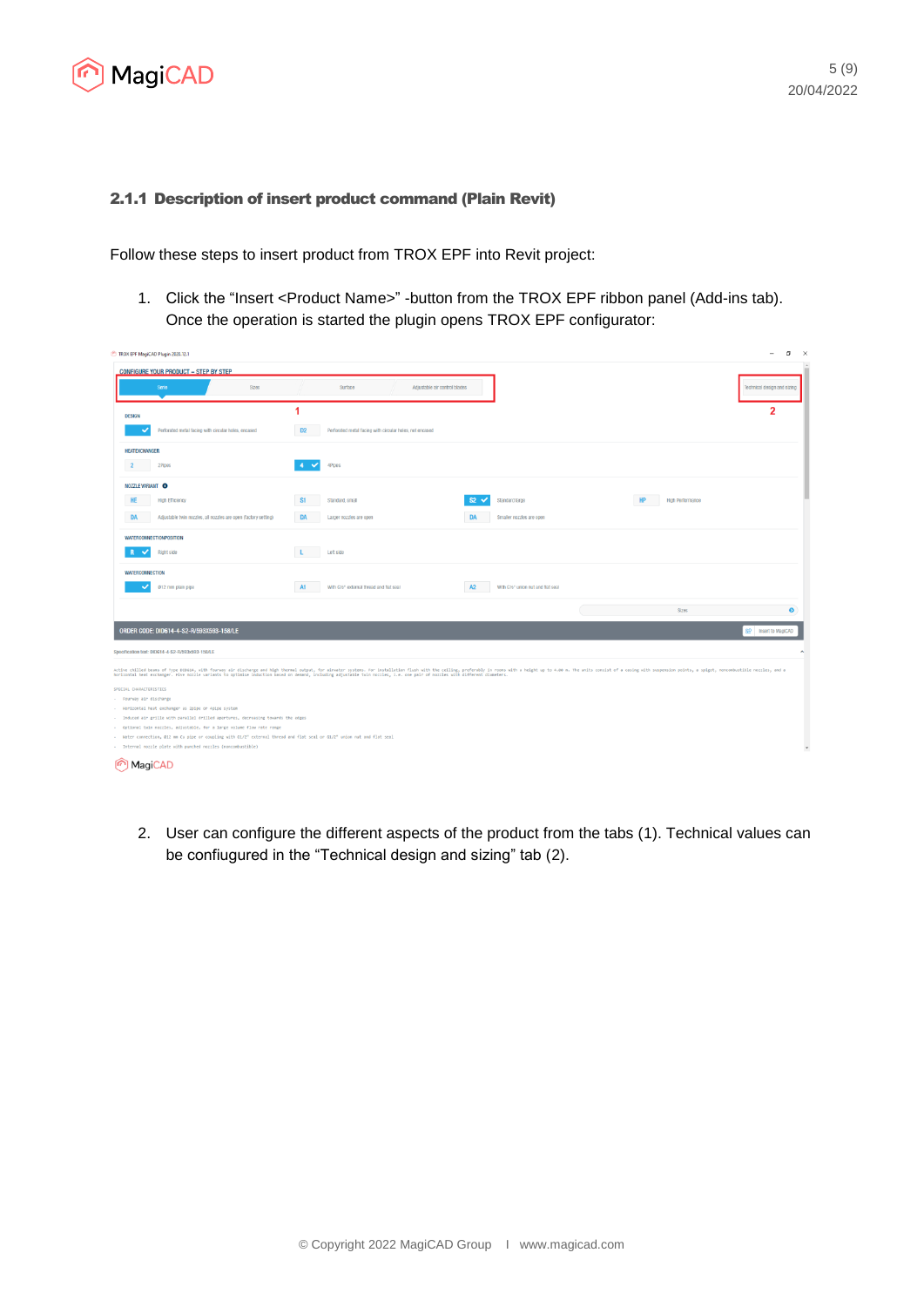### 2.1.1 Description of insert product command (Plain Revit)

Follow these steps to insert product from TROX EPF into Revit project:

1. Click the "Insert <Product Name>" -button from the TROX EPF ribbon panel (Add-ins tab). Once the operation is started the plugin opens TROX EPF configurator:

2. User can configure the different aspects of the product from the tabs (1). Technical values can be confiugured in the "Technical design and sizing" tab (2).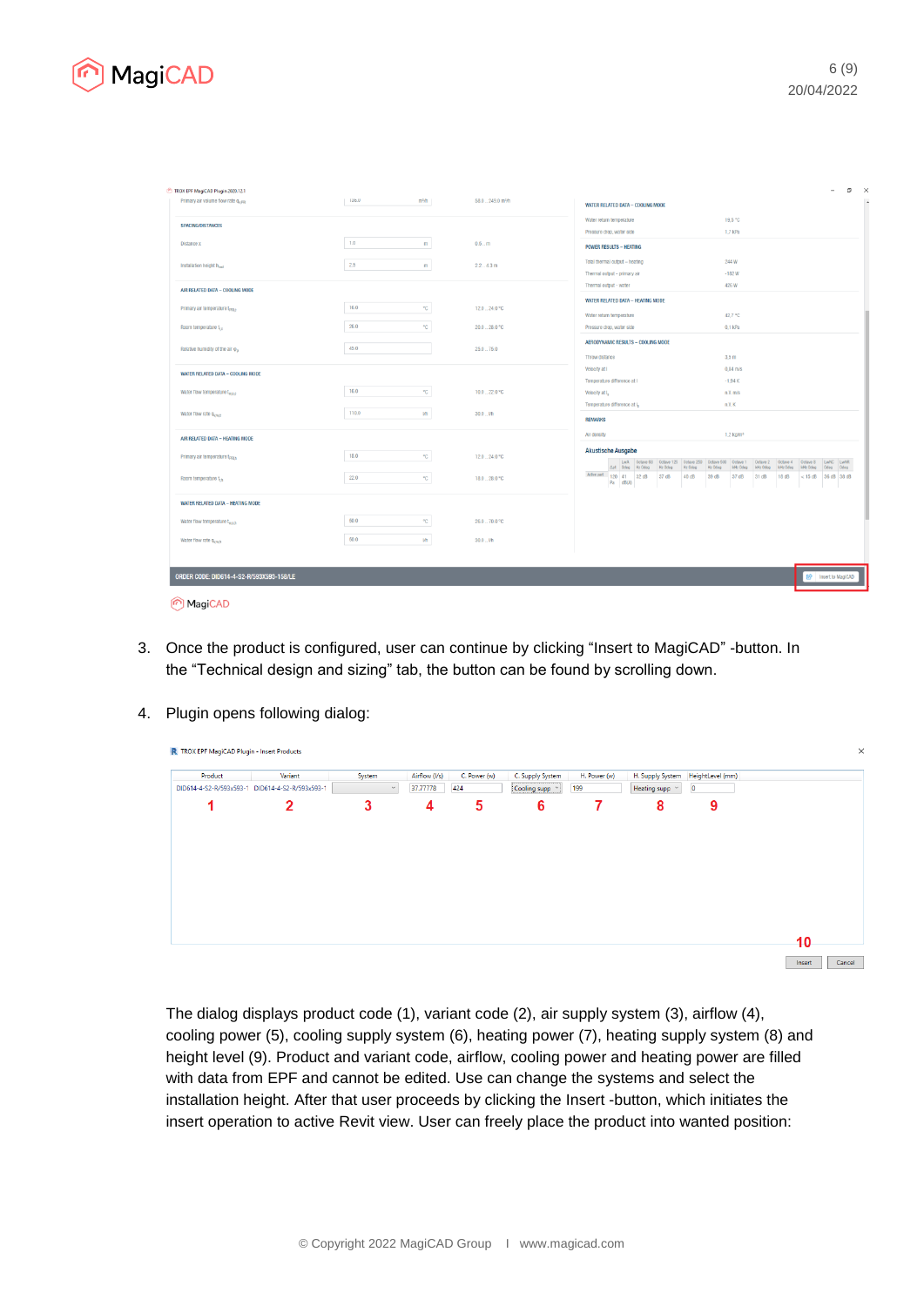3. Once the product is configured, user can continue by clicking “Insert to MagiCAD” -button. In the “Technical design and sizing” tab, the button can be found by scrolling down.

4. Plugin opens following dialog:

The dialog displays product code (1), variant code (2), air supply system (3), airflow (4), cooling power (5), cooling supply system (6), heating power (7), heating supply system (8) and height level (9). Product and variant code, airflow, cooling power and heating power are filled with data from EPF and cannot be edited. User can change the systems and select the installation height. After that user proceeds by clicking the Insert -button, which initiates the insert operation to active Revit view. User can freely place the product into wanted position: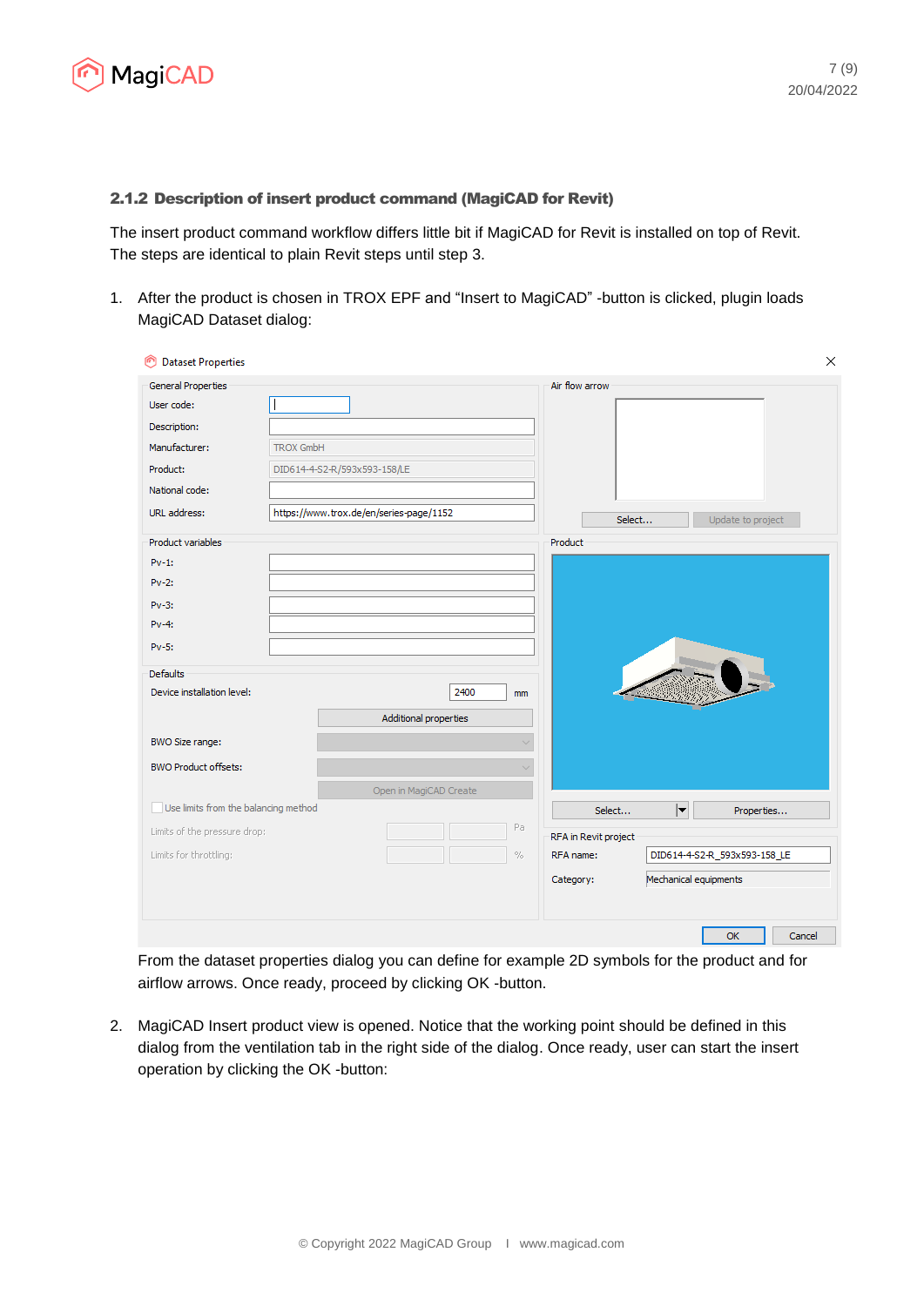### 2.1.2 Description of insert product command (MagiCAD for Revit)

The insert product command workflow differs little bit if MagiCAD for Revit is installed on top of Revit. The steps are identical to plain Revit steps until step 3.

1. After the product is chosen in TROX EPF and "Insert to MagiCAD" -button is clicked, plugin loads MagiCAD Dataset dialog:

   From the dataset properties dialog you can define for example 2D symbols for the product and for airflow arrows. Once ready, proceed by clicking OK -button.

2. MagiCAD Insert product view is opened. Notice that the working point should be defined in this dialog from the ventilation tab in the right side of the dialog. Once ready, user can start the insert operation by clicking the OK -button: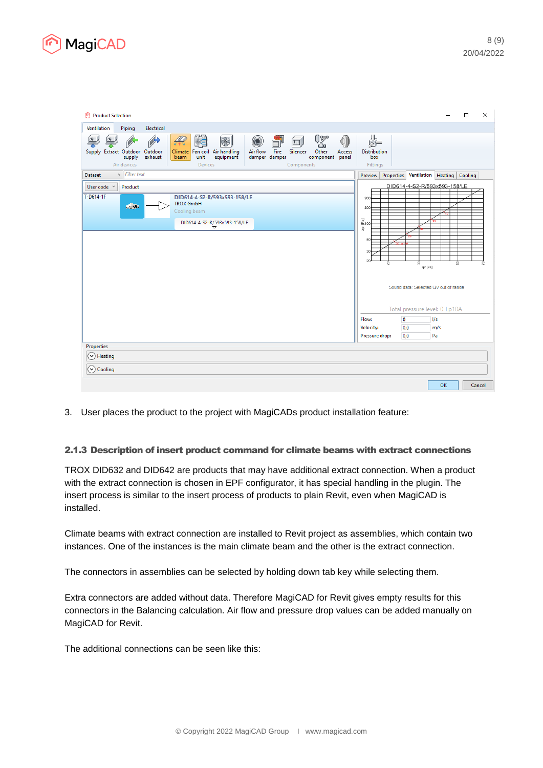3. User places the product to the project with MagiCADs product installation feature:

### 2.1.3 Description of insert product command for climate beams with extract connections

TROX DID632 and DID642 are products that may have additional extract connection. When a product with the extract connection is chosen in EPF configurator, it has special handling in the plugin. The insert process is similar to the insert process of products to plain Revit, even when MagiCAD is installed.

Climate beams with extract connection are installed to Revit project as assemblies, which contain two instances. One of the instances is the main climate beam and the other is the extract connection.

The connectors in assemblies can be selected by holding down tab key while selecting them.

Extra connectors are added without data. Therefore MagiCAD for Revit gives empty results for this connectors in the Balancing calculation. Air flow and pressure drop values can be added manually on MagiCAD for Revit.

The additional connections can be seen like this: